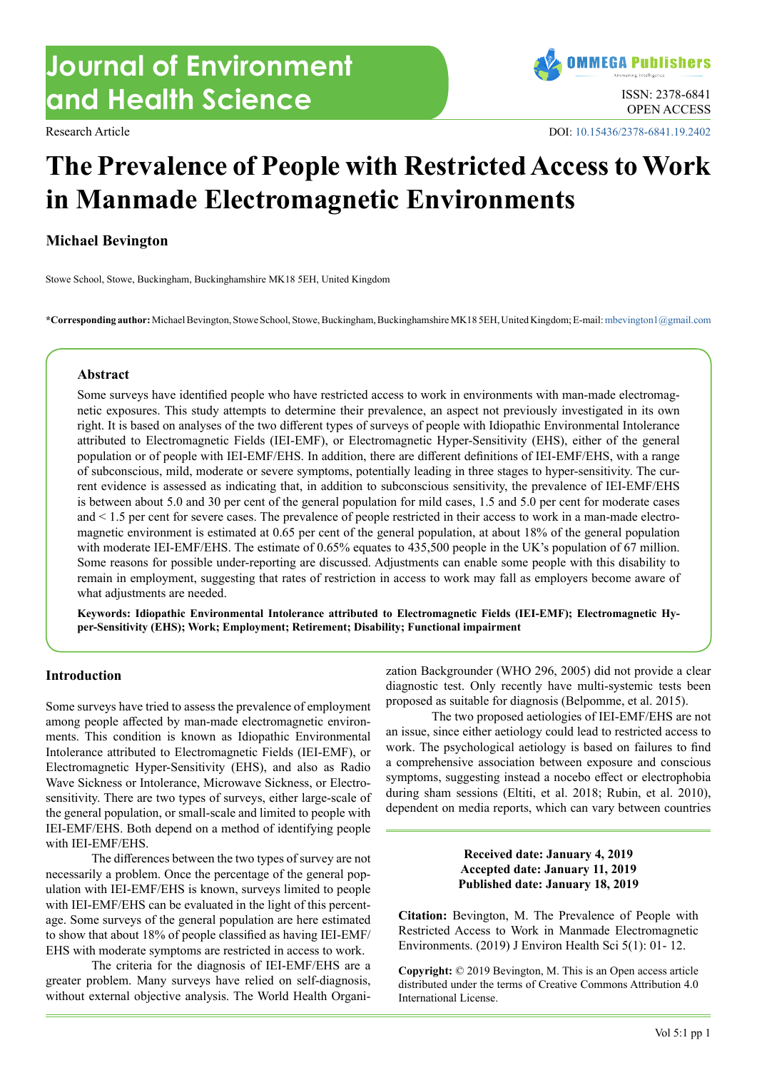Research Article

# The Prevalence of People with Restricted Access to Work in Manmade Electromagnetic Environments

**Michael Bevington**

Stowe School, Stowe, Buckingham, Buckinghamshire MK18 5EH, United Kingdom

**\*Corresponding author:** Michael Bevington, Stowe School, Stowe, Buckingham, Buckinghamshire MK18 5EH, United Kingdom; E-mail: mbevington1@gmail.com

## Abstract

Some surveys have identified people who have restricted access to work in environments with man-made electromagnetic exposures. This study attempts to determine their prevalence, an aspect not previously investigated in its own right. It is based on analyses of the two different types of surveys of people with Idiopathic Environmental Intolerance attributed to Electromagnetic Fields (IEI-EMF), or Electromagnetic Hyper-Sensitivity (EHS), either of the general population or of people with IEI-EMF/EHS. In addition, there are different definitions of IEI-EMF/EHS, with a range of subconscious, mild, moderate or severe symptoms, potentially leading in three stages to hyper-sensitivity. The current evidence is assessed as indicating that, in addition to subconscious sensitivity, the prevalence of IEI-EMF/EHS is between about 5.0 and 30 per cent of the general population for mild cases, 1.5 and 5.0 per cent for moderate cases and < 1.5 per cent for severe cases. The prevalence of people restricted in their access to work in a man-made electromagnetic environment is estimated at 0.65 per cent of the general population, at about 18% of the general population with moderate IEI-EMF/EHS. The estimate of 0.65% equates to 435,500 people in the UK's population of 67 million. Some reasons for possible under-reporting are discussed. Adjustments can enable some people with this disability to remain in employment, suggesting that rates of restriction in access to work may fall as employers become aware of what adjustments are needed.

**Keywords: Idiopathic Environmental Intolerance attributed to Electromagnetic Fields (IEI-EMF); Electromagnetic Hyper-Sensitivity (EHS); Work; Employment; Retirement; Disability; Functional impairment**

## Introduction

Some surveys have tried to assess the prevalence of employment among people affected by man-made electromagnetic environments. This condition is known as Idiopathic Environmental Intolerance attributed to Electromagnetic Fields (IEI-EMF), or Electromagnetic Hyper-Sensitivity (EHS), and also as Radio Wave Sickness or Intolerance, Microwave Sickness, or Electrosensitivity. There are two types of surveys, either large-scale of the general population, or small-scale and limited to people with IEI-EMF/EHS. Both depend on a method of identifying people with IEI-EMF/EHS.

The differences between the two types of survey are not necessarily a problem. Once the percentage of the general population with IEI-EMF/EHS is known, surveys limited to people with IEI-EMF/EHS can be evaluated in the light of this percentage. Some surveys of the general population are here estimated to show that about 18% of people classified as having IEI-EMF/EHS with moderate symptoms are restricted in access to work.

The criteria for the diagnosis of IEI-EMF/EHS are a greater problem. Many surveys have relied on self-diagnosis, without external objective analysis. The World Health Organization Backgrounder (WHO 296, 2005) did not provide a clear diagnostic test. Only recently have multi-systemic tests been proposed as suitable for diagnosis (Belpomme, et al. 2015).

The two proposed aetiologies of IEI-EMF/EHS are not an issue, since either aetiology could lead to restricted access to work. The psychological aetiology is based on failures to find a comprehensive association between exposure and conscious symptoms, suggesting instead a nocebo effect or electrophobia during sham sessions (Eltiti, et al. 2018; Rubin, et al. 2010), dependent on media reports, which can vary between countries

**Received date: January 4, 2019**
**Accepted date: January 11, 2019**
**Published date: January 18, 2019**

**Citation:** Bevington, M. The Prevalence of People with Restricted Access to Work in Manmade Electromagnetic Environments. (2019) J Environ Health Sci 5(1): 01- 12.

**Copyright:** © 2019 Bevington, M. This is an Open access article distributed under the terms of Creative Commons Attribution 4.0 International License.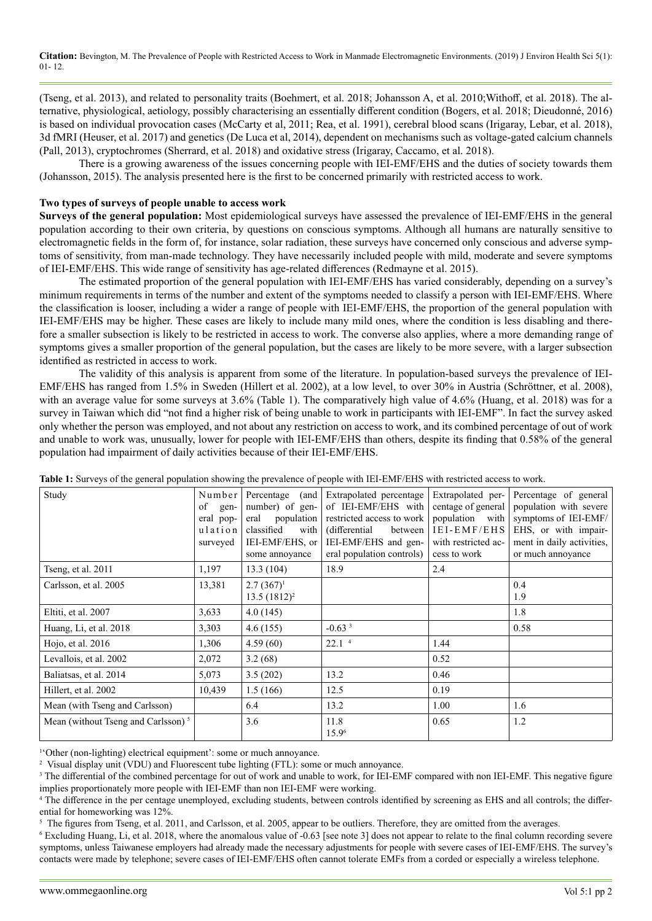(Tseng, et al. 2013), and related to personality traits (Boehmert, et al. 2018; Johansson A, et al. 2010;Withoff, et al. 2018). The alternative, physiological, aetiology, possibly characterising an essentially different condition (Bogers, et al. 2018; Dieudonné, 2016) is based on individual provocation cases (McCarty et al, 2011; Rea, et al. 1991), cerebral blood scans (Irigaray, Lebar, et al. 2018), 3d fMRI (Heuser, et al. 2017) and genetics (De Luca et al, 2014), dependent on mechanisms such as voltage-gated calcium channels (Pall, 2013), cryptochromes (Sherrard, et al. 2018) and oxidative stress (Irigaray, Caccamo, et al. 2018).

There is a growing awareness of the issues concerning people with IEI-EMF/EHS and the duties of society towards them (Johansson, 2015). The analysis presented here is the first to be concerned primarily with restricted access to work.

**Two types of surveys of people unable to access work**

**Surveys of the general population:** Most epidemiological surveys have assessed the prevalence of IEI-EMF/EHS in the general population according to their own criteria, by questions on conscious symptoms. Although all humans are naturally sensitive to electromagnetic fields in the form of, for instance, solar radiation, these surveys have concerned only conscious and adverse symptoms of sensitivity, from man-made technology. They have necessarily included people with mild, moderate and severe symptoms of IEI-EMF/EHS. This wide range of sensitivity has age-related differences (Redmayne et al. 2015).

The estimated proportion of the general population with IEI-EMF/EHS has varied considerably, depending on a survey's minimum requirements in terms of the number and extent of the symptoms needed to classify a person with IEI-EMF/EHS. Where the classification is looser, including a wider a range of people with IEI-EMF/EHS, the proportion of the general population with IEI-EMF/EHS may be higher. These cases are likely to include many mild ones, where the condition is less disabling and therefore a smaller subsection is likely to be restricted in access to work. The converse also applies, where a more demanding range of symptoms gives a smaller proportion of the general population, but the cases are likely to be more severe, with a larger subsection identified as restricted in access to work.

The validity of this analysis is apparent from some of the literature. In population-based surveys the prevalence of IEI-EMF/EHS has ranged from 1.5% in Sweden (Hillert et al. 2002), at a low level, to over 30% in Austria (Schröttner, et al. 2008), with an average value for some surveys at 3.6% (Table 1). The comparatively high value of 4.6% (Huang, et al. 2018) was for a survey in Taiwan which did "not find a higher risk of being unable to work in participants with IEI-EMF". In fact the survey asked only whether the person was employed, and not about any restriction on access to work, and its combined percentage of out of work and unable to work was, unusually, lower for people with IEI-EMF/EHS than others, despite its finding that 0.58% of the general population had impairment of daily activities because of their IEI-EMF/EHS.

**Table 1:** Surveys of the general population showing the prevalence of people with IEI-EMF/EHS with restricted access to work.

| Study | Number of general population surveyed | Percentage (and number) of general population classified with IEI-EMF/EHS, or some annoyance | Extrapolated percentage of IEI-EMF/EHS with restricted access to work (differential between IEI-EMF/EHS and general population controls) | Extrapolated percentage of general population with IEI-EMF/EHS with restricted access to work | Percentage of general population with severe symptoms of IEI-EMF/EHS, or with impairment in daily activities, or much annoyance |
|---|---|---|---|---|---|
| Tseng, et al. 2011 | 1,197 | 13.3 (104) | 18.9 | 2.4 | |
| Carlsson, et al. 2005 | 13,381 | 2.7 (367)[1]<br>13.5 (1812)[2] | | | 0.4<br>1.9 |
| Eltiti, et al. 2007 | 3,633 | 4.0 (145) | | | 1.8 |
| Huang, Li, et al. 2018 | 3,303 | 4.6 (155) | -0.63 [3] | | 0.58 |
| Hojo, et al. 2016 | 1,306 | 4.59 (60) | 22.1 [4] | 1.44 | |
| Levallois, et al. 2002 | 2,072 | 3.2 (68) | | 0.52 | |
| Baliatsas, et al. 2014 | 5,073 | 3.5 (202) | 13.2 | 0.46 | |
| Hillert, et al. 2002 | 10,439 | 1.5 (166) | 12.5 | 0.19 | |
| Mean (with Tseng and Carlsson) | | 6.4 | 13.2 | 1.00 | 1.6 |
| Mean (without Tseng and Carlsson) [5] | | 3.6 | 11.8<br>15.9[6] | 0.65 | 1.2 |

[1] 'Other (non-lighting) electrical equipment': some or much annoyance.

[2] Visual display unit (VDU) and Fluorescent tube lighting (FTL): some or much annoyance.

[3] The differential of the combined percentage for out of work and unable to work, for IEI-EMF compared with non IEI-EMF. This negative figure implies proportionately more people with IEI-EMF than non IEI-EMF were working.

[4] The difference in the per centage unemployed, excluding students, between controls identified by screening as EHS and all controls; the differential for homeworking was 12%.

[5] The figures from Tseng, et al. 2011, and Carlsson, et al. 2005, appear to be outliers. Therefore, they are omitted from the averages.

[6] Excluding Huang, Li, et al. 2018, where the anomalous value of -0.63 [see note 3] does not appear to relate to the final column recording severe symptoms, unless Taiwanese employers had already made the necessary adjustments for people with severe cases of IEI-EMF/EHS. The survey's contacts were made by telephone; severe cases of IEI-EMF/EHS often cannot tolerate EMFs from a corded or especially a wireless telephone.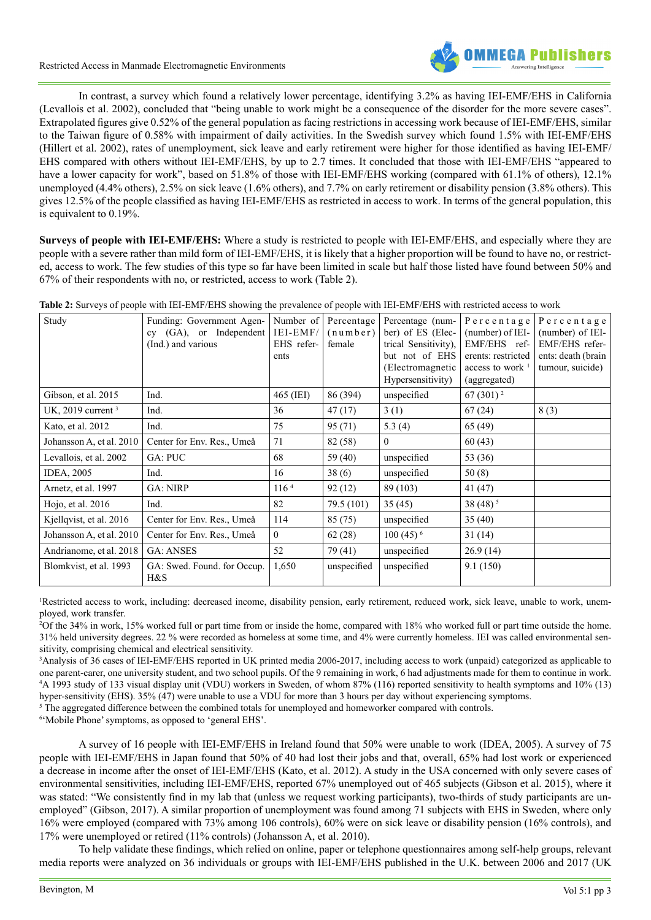In contrast, a survey which found a relatively lower percentage, identifying 3.2% as having IEI-EMF/EHS in California (Levallois et al. 2002), concluded that "being unable to work might be a consequence of the disorder for the more severe cases". Extrapolated figures give 0.52% of the general population as facing restrictions in accessing work because of IEI-EMF/EHS, similar to the Taiwan figure of 0.58% with impairment of daily activities. In the Swedish survey which found 1.5% with IEI-EMF/EHS (Hillert et al. 2002), rates of unemployment, sick leave and early retirement were higher for those identified as having IEI-EMF/EHS compared with others without IEI-EMF/EHS, by up to 2.7 times. It concluded that those with IEI-EMF/EHS "appeared to have a lower capacity for work", based on 51.8% of those with IEI-EMF/EHS working (compared with 61.1% of others), 12.1% unemployed (4.4% others), 2.5% on sick leave (1.6% others), and 7.7% on early retirement or disability pension (3.8% others). This gives 12.5% of the people classified as having IEI-EMF/EHS as restricted in access to work. In terms of the general population, this is equivalent to 0.19%.

**Surveys of people with IEI-EMF/EHS:** Where a study is restricted to people with IEI-EMF/EHS, and especially where they are people with a severe rather than mild form of IEI-EMF/EHS, it is likely that a higher proportion will be found to have no, or restricted, access to work. The few studies of this type so far have been limited in scale but half those listed have found between 50% and 67% of their respondents with no, or restricted, access to work (Table 2).

**Table 2:** Surveys of people with IEI-EMF/EHS showing the prevalence of people with IEI-EMF/EHS with restricted access to work

| Study | Funding: Government Agency (GA), or Independent (Ind.) and various | Number of IEI-EMF/EHS referents | Percentage (number) female | Percentage (number) of ES (Electrical Sensitivity), but not of EHS (Electromagnetic Hypersensitivity) | Percentage (number) of IEI-EMF/EHS referents: restricted access to work [1] (aggregated) | Percentage (number) of IEI-EMF/EHS referents: death (brain tumour, suicide) |
|---|---|---|---|---|---|---|
| Gibson, et al. 2015 | Ind. | 465 (IEI) | 86 (394) | unspecified | 67 (301) [2] | |
| UK, 2019 current [3] | Ind. | 36 | 47 (17) | 3 (1) | 67 (24) | 8 (3) |
| Kato, et al. 2012 | Ind. | 75 | 95 (71) | 5.3 (4) | 65 (49) | |
| Johansson A, et al. 2010 | Center for Env. Res., Umeå | 71 | 82 (58) | 0 | 60 (43) | |
| Levallois, et al. 2002 | GA: PUC | 68 | 59 (40) | unspecified | 53 (36) | |
| IDEA, 2005 | Ind. | 16 | 38 (6) | unspecified | 50 (8) | |
| Arnetz, et al. 1997 | GA: NIRP | 116 [4] | 92 (12) | 89 (103) | 41 (47) | |
| Hojo, et al. 2016 | Ind. | 82 | 79.5 (101) | 35 (45) | 38 (48) [5] | |
| Kjellqvist, et al. 2016 | Center for Env. Res., Umeå | 114 | 85 (75) | unspecified | 35 (40) | |
| Johansson A, et al. 2010 | Center for Env. Res., Umeå | 0 | 62 (28) | 100 (45) [6] | 31 (14) | |
| Andrianome, et al. 2018 | GA: ANSES | 52 | 79 (41) | unspecified | 26.9 (14) | |
| Blomkvist, et al. 1993 | GA: Swed. Found. for Occup. H&S | 1,650 | unspecified | unspecified | 9.1 (150) | |

[1]Restricted access to work, including: decreased income, disability pension, early retirement, reduced work, sick leave, unable to work, unemployed, work transfer.

[2]Of the 34% in work, 15% worked full or part time from or inside the home, compared with 18% who worked full or part time outside the home. 31% held university degrees. 22 % were recorded as homeless at some time, and 4% were currently homeless. IEI was called environmental sensitivity, comprising chemical and electrical sensitivity.

[3]Analysis of 36 cases of IEI-EMF/EHS reported in UK printed media 2006-2017, including access to work (unpaid) categorized as applicable to one parent-carer, one university student, and two school pupils. Of the 9 remaining in work, 6 had adjustments made for them to continue in work.

[4]A 1993 study of 133 visual display unit (VDU) workers in Sweden, of whom 87% (116) reported sensitivity to health symptoms and 10% (13) hyper-sensitivity (EHS). 35% (47) were unable to use a VDU for more than 3 hours per day without experiencing symptoms.

[5] The aggregated difference between the combined totals for unemployed and homeworker compared with controls.

[6]'Mobile Phone' symptoms, as opposed to 'general EHS'.

A survey of 16 people with IEI-EMF/EHS in Ireland found that 50% were unable to work (IDEA, 2005). A survey of 75 people with IEI-EMF/EHS in Japan found that 50% of 40 had lost their jobs and that, overall, 65% had lost work or experienced a decrease in income after the onset of IEI-EMF/EHS (Kato, et al. 2012). A study in the USA concerned with only severe cases of environmental sensitivities, including IEI-EMF/EHS, reported 67% unemployed out of 465 subjects (Gibson et al. 2015), where it was stated: "We consistently find in my lab that (unless we request working participants), two-thirds of study participants are unemployed" (Gibson, 2017). A similar proportion of unemployment was found among 71 subjects with EHS in Sweden, where only 16% were employed (compared with 73% among 106 controls), 60% were on sick leave or disability pension (16% controls), and 17% were unemployed or retired (11% controls) (Johansson A, et al. 2010).

To help validate these findings, which relied on online, paper or telephone questionnaires among self-help groups, relevant media reports were analyzed on 36 individuals or groups with IEI-EMF/EHS published in the U.K. between 2006 and 2017 (UK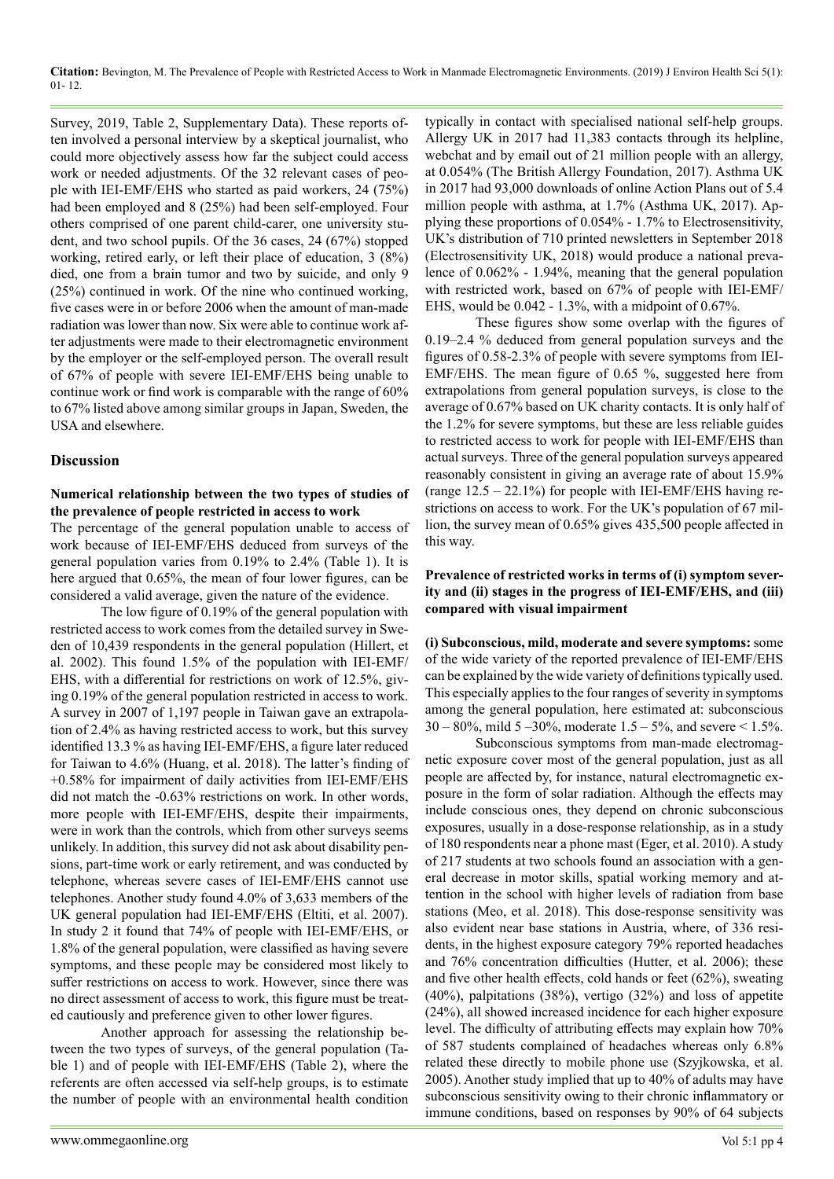Survey, 2019, Table 2, Supplementary Data). These reports often involved a personal interview by a skeptical journalist, who could more objectively assess how far the subject could access work or needed adjustments. Of the 32 relevant cases of people with IEI-EMF/EHS who started as paid workers, 24 (75%) had been employed and 8 (25%) had been self-employed. Four others comprised of one parent child-carer, one university student, and two school pupils. Of the 36 cases, 24 (67%) stopped working, retired early, or left their place of education, 3 (8%) died, one from a brain tumor and two by suicide, and only 9 (25%) continued in work. Of the nine who continued working, five cases were in or before 2006 when the amount of man-made radiation was lower than now. Six were able to continue work after adjustments were made to their electromagnetic environment by the employer or the self-employed person. The overall result of 67% of people with severe IEI-EMF/EHS being unable to continue work or find work is comparable with the range of 60% to 67% listed above among similar groups in Japan, Sweden, the USA and elsewhere.

## Discussion

### Numerical relationship between the two types of studies of the prevalence of people restricted in access to work

The percentage of the general population unable to access of work because of IEI-EMF/EHS deduced from surveys of the general population varies from 0.19% to 2.4% (Table 1). It is here argued that 0.65%, the mean of four lower figures, can be considered a valid average, given the nature of the evidence.

The low figure of 0.19% of the general population with restricted access to work comes from the detailed survey in Sweden of 10,439 respondents in the general population (Hillert, et al. 2002). This found 1.5% of the population with IEI-EMF/EHS, with a differential for restrictions on work of 12.5%, giving 0.19% of the general population restricted in access to work. A survey in 2007 of 1,197 people in Taiwan gave an extrapolation of 2.4% as having restricted access to work, but this survey identified 13.3 % as having IEI-EMF/EHS, a figure later reduced for Taiwan to 4.6% (Huang, et al. 2018). The latter's finding of +0.58% for impairment of daily activities from IEI-EMF/EHS did not match the -0.63% restrictions on work. In other words, more people with IEI-EMF/EHS, despite their impairments, were in work than the controls, which from other surveys seems unlikely. In addition, this survey did not ask about disability pensions, part-time work or early retirement, and was conducted by telephone, whereas severe cases of IEI-EMF/EHS cannot use telephones. Another study found 4.0% of 3,633 members of the UK general population had IEI-EMF/EHS (Eltiti, et al. 2007). In study 2 it found that 74% of people with IEI-EMF/EHS, or 1.8% of the general population, were classified as having severe symptoms, and these people may be considered most likely to suffer restrictions on access to work. However, since there was no direct assessment of access to work, this figure must be treated cautiously and preference given to other lower figures.

Another approach for assessing the relationship between the two types of surveys, of the general population (Table 1) and of people with IEI-EMF/EHS (Table 2), where the referents are often accessed via self-help groups, is to estimate the number of people with an environmental health condition typically in contact with specialised national self-help groups. Allergy UK in 2017 had 11,383 contacts through its helpline, webchat and by email out of 21 million people with an allergy, at 0.054% (The British Allergy Foundation, 2017). Asthma UK in 2017 had 93,000 downloads of online Action Plans out of 5.4 million people with asthma, at 1.7% (Asthma UK, 2017). Applying these proportions of 0.054% - 1.7% to Electrosensitivity, UK's distribution of 710 printed newsletters in September 2018 (Electrosensitivity UK, 2018) would produce a national prevalence of 0.062% - 1.94%, meaning that the general population with restricted work, based on 67% of people with IEI-EMF/EHS, would be 0.042 - 1.3%, with a midpoint of 0.67%.

These figures show some overlap with the figures of 0.19–2.4 % deduced from general population surveys and the figures of 0.58-2.3% of people with severe symptoms from IEI-EMF/EHS. The mean figure of 0.65 %, suggested here from extrapolations from general population surveys, is close to the average of 0.67% based on UK charity contacts. It is only half of the 1.2% for severe symptoms, but these are less reliable guides to restricted access to work for people with IEI-EMF/EHS than actual surveys. Three of the general population surveys appeared reasonably consistent in giving an average rate of about 15.9% (range 12.5 – 22.1%) for people with IEI-EMF/EHS having restrictions on access to work. For the UK's population of 67 million, the survey mean of 0.65% gives 435,500 people affected in this way.

### Prevalence of restricted works in terms of (i) symptom severity and (ii) stages in the progress of IEI-EMF/EHS, and (iii) compared with visual impairment

**(i) Subconscious, mild, moderate and severe symptoms:** some of the wide variety of the reported prevalence of IEI-EMF/EHS can be explained by the wide variety of definitions typically used. This especially applies to the four ranges of severity in symptoms among the general population, here estimated at: subconscious 30 – 80%, mild 5 –30%, moderate 1.5 – 5%, and severe < 1.5%.

Subconscious symptoms from man-made electromagnetic exposure cover most of the general population, just as all people are affected by, for instance, natural electromagnetic exposure in the form of solar radiation. Although the effects may include conscious ones, they depend on chronic subconscious exposures, usually in a dose-response relationship, as in a study of 180 respondents near a phone mast (Eger, et al. 2010). A study of 217 students at two schools found an association with a general decrease in motor skills, spatial working memory and attention in the school with higher levels of radiation from base stations (Meo, et al. 2018). This dose-response sensitivity was also evident near base stations in Austria, where, of 336 residents, in the highest exposure category 79% reported headaches and 76% concentration difficulties (Hutter, et al. 2006); these and five other health effects, cold hands or feet (62%), sweating (40%), palpitations (38%), vertigo (32%) and loss of appetite (24%), all showed increased incidence for each higher exposure level. The difficulty of attributing effects may explain how 70% of 587 students complained of headaches whereas only 6.8% related these directly to mobile phone use (Szyjkowska, et al. 2005). Another study implied that up to 40% of adults may have subconscious sensitivity owing to their chronic inflammatory or immune conditions, based on responses by 90% of 64 subjects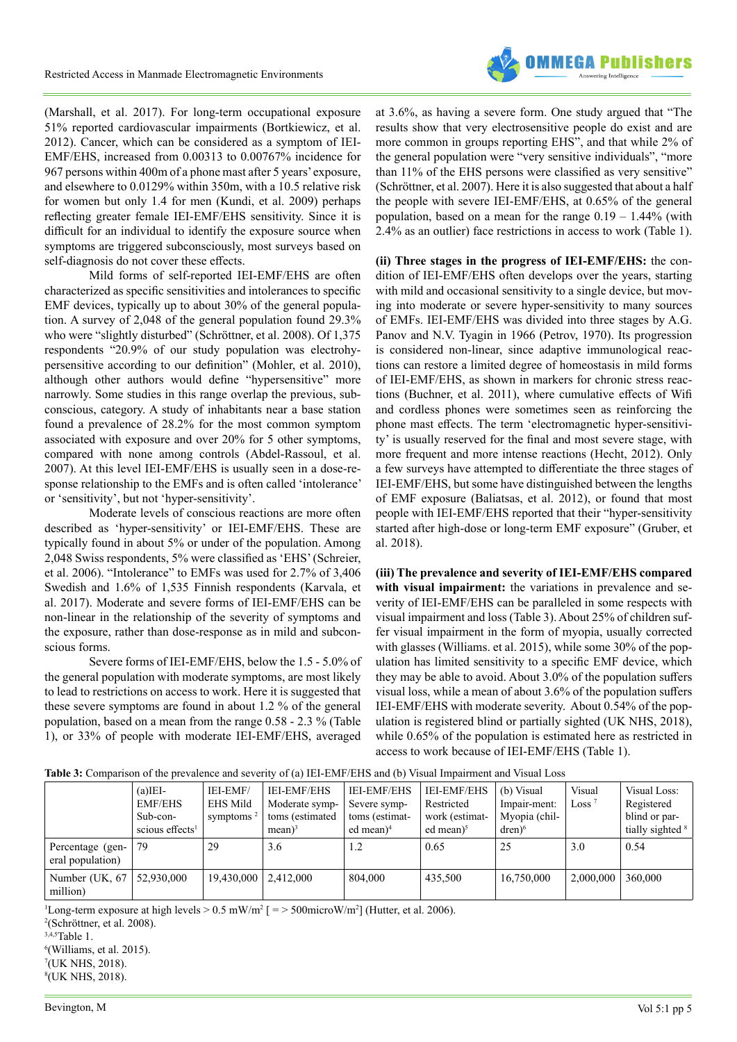(Marshall, et al. 2017). For long-term occupational exposure 51% reported cardiovascular impairments (Bortkiewicz, et al. 2012). Cancer, which can be considered as a symptom of IEI-EMF/EHS, increased from 0.00313 to 0.00767% incidence for 967 persons within 400m of a phone mast after 5 years' exposure, and elsewhere to 0.0129% within 350m, with a 10.5 relative risk for women but only 1.4 for men (Kundi, et al. 2009) perhaps reflecting greater female IEI-EMF/EHS sensitivity. Since it is difficult for an individual to identify the exposure source when symptoms are triggered subconsciously, most surveys based on self-diagnosis do not cover these effects.

Mild forms of self-reported IEI-EMF/EHS are often characterized as specific sensitivities and intolerances to specific EMF devices, typically up to about 30% of the general population. A survey of 2,048 of the general population found 29.3% who were "slightly disturbed" (Schröttner, et al. 2008). Of 1,375 respondents "20.9% of our study population was electrohypersensitive according to our definition" (Mohler, et al. 2010), although other authors would define "hypersensitive" more narrowly. Some studies in this range overlap the previous, subconscious, category. A study of inhabitants near a base station found a prevalence of 28.2% for the most common symptom associated with exposure and over 20% for 5 other symptoms, compared with none among controls (Abdel-Rassoul, et al. 2007). At this level IEI-EMF/EHS is usually seen in a dose-response relationship to the EMFs and is often called 'intolerance' or 'sensitivity', but not 'hyper-sensitivity'.

Moderate levels of conscious reactions are more often described as 'hyper-sensitivity' or IEI-EMF/EHS. These are typically found in about 5% or under of the population. Among 2,048 Swiss respondents, 5% were classified as 'EHS' (Schreier, et al. 2006). "Intolerance" to EMFs was used for 2.7% of 3,406 Swedish and 1.6% of 1,535 Finnish respondents (Karvala, et al. 2017). Moderate and severe forms of IEI-EMF/EHS can be non-linear in the relationship of the severity of symptoms and the exposure, rather than dose-response as in mild and subconscious forms.

Severe forms of IEI-EMF/EHS, below the 1.5 - 5.0% of the general population with moderate symptoms, are most likely to lead to restrictions on access to work. Here it is suggested that these severe symptoms are found in about 1.2 % of the general population, based on a mean from the range 0.58 - 2.3 % (Table 1), or 33% of people with moderate IEI-EMF/EHS, averaged at 3.6%, as having a severe form. One study argued that "The results show that very electrosensitive people do exist and are more common in groups reporting EHS", and that while 2% of the general population were "very sensitive individuals", "more than 11% of the EHS persons were classified as very sensitive" (Schröttner, et al. 2007). Here it is also suggested that about a half the people with severe IEI-EMF/EHS, at 0.65% of the general population, based on a mean for the range 0.19 – 1.44% (with 2.4% as an outlier) face restrictions in access to work (Table 1).

**(ii) Three stages in the progress of IEI-EMF/EHS:** the condition of IEI-EMF/EHS often develops over the years, starting with mild and occasional sensitivity to a single device, but moving into moderate or severe hyper-sensitivity to many sources of EMFs. IEI-EMF/EHS was divided into three stages by A.G. Panov and N.V. Tyagin in 1966 (Petrov, 1970). Its progression is considered non-linear, since adaptive immunological reactions can restore a limited degree of homeostasis in mild forms of IEI-EMF/EHS, as shown in markers for chronic stress reactions (Buchner, et al. 2011), where cumulative effects of Wifi and cordless phones were sometimes seen as reinforcing the phone mast effects. The term 'electromagnetic hyper-sensitivity' is usually reserved for the final and most severe stage, with more frequent and more intense reactions (Hecht, 2012). Only a few surveys have attempted to differentiate the three stages of IEI-EMF/EHS, but some have distinguished between the lengths of EMF exposure (Baliatsas, et al. 2012), or found that most people with IEI-EMF/EHS reported that their "hyper-sensitivity started after high-dose or long-term EMF exposure" (Gruber, et al. 2018).

**(iii) The prevalence and severity of IEI-EMF/EHS compared with visual impairment:** the variations in prevalence and severity of IEI-EMF/EHS can be paralleled in some respects with visual impairment and loss (Table 3). About 25% of children suffer visual impairment in the form of myopia, usually corrected with glasses (Williams. et al. 2015), while some 30% of the population has limited sensitivity to a specific EMF device, which they may be able to avoid. About 3.0% of the population suffers visual loss, while a mean of about 3.6% of the population suffers IEI-EMF/EHS with moderate severity. About 0.54% of the population is registered blind or partially sighted (UK NHS, 2018), while 0.65% of the population is estimated here as restricted in access to work because of IEI-EMF/EHS (Table 1).

**Table 3:** Comparison of the prevalence and severity of (a) IEI-EMF/EHS and (b) Visual Impairment and Visual Loss

| | (a)IEI-EMF/EHS Sub-conscious effects[1] | IEI-EMF/EHS Mild symptoms [2] | IEI-EMF/EHS Moderate symptoms (estimated mean)[3] | IEI-EMF/EHS Severe symptoms (estimated mean)[4] | IEI-EMF/EHS Restricted work (estimated mean)[5] | (b) Visual Impairment: Myopia (children)[6] | Visual Loss [7] | Visual Loss: Registered blind or partially sighted [8] |
|---|---|---|---|---|---|---|---|---|
| Percentage (general population) | 79 | 29 | 3.6 | 1.2 | 0.65 | 25 | 3.0 | 0.54 |
| Number (UK, 67 million) | 52,930,000 | 19,430,000 | 2,412,000 | 804,000 | 435,500 | 16,750,000 | 2,000,000 | 360,000 |

[1]Long-term exposure at high levels > 0.5 mW/m² [ = > 500microW/m²] (Hutter, et al. 2006).
[2](Schröttner, et al. 2008).
[3,4,5]Table 1.
[6](Williams, et al. 2015).
[7](UK NHS, 2018).
[8](UK NHS, 2018).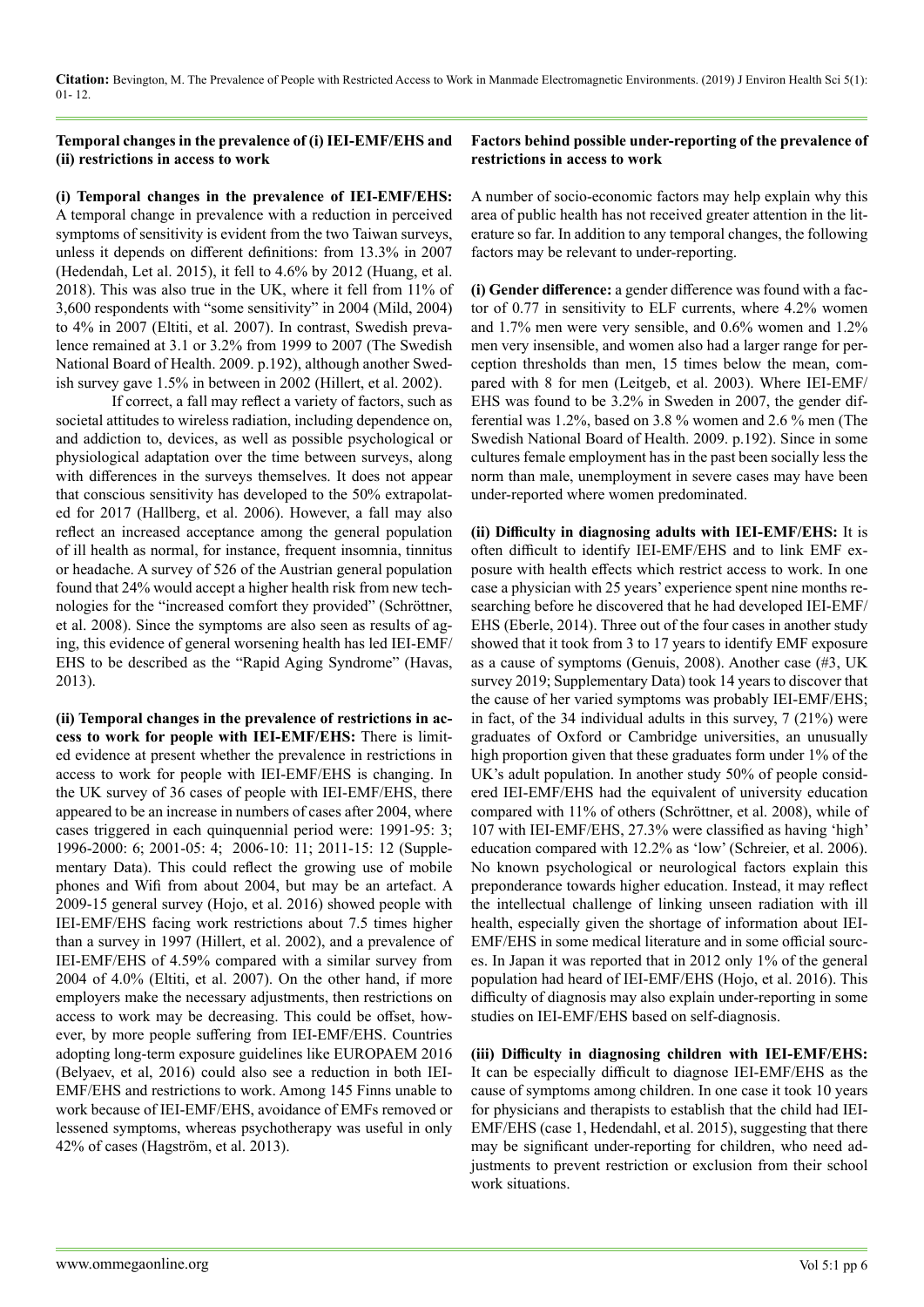### Temporal changes in the prevalence of (i) IEI-EMF/EHS and (ii) restrictions in access to work

**(i) Temporal changes in the prevalence of IEI-EMF/EHS:** A temporal change in prevalence with a reduction in perceived symptoms of sensitivity is evident from the two Taiwan surveys, unless it depends on different definitions: from 13.3% in 2007 (Hedendah, Let al. 2015), it fell to 4.6% by 2012 (Huang, et al. 2018). This was also true in the UK, where it fell from 11% of 3,600 respondents with "some sensitivity" in 2004 (Mild, 2004) to 4% in 2007 (Eltiti, et al. 2007). In contrast, Swedish prevalence remained at 3.1 or 3.2% from 1999 to 2007 (The Swedish National Board of Health. 2009. p.192), although another Swedish survey gave 1.5% in between in 2002 (Hillert, et al. 2002).

If correct, a fall may reflect a variety of factors, such as societal attitudes to wireless radiation, including dependence on, and addiction to, devices, as well as possible psychological or physiological adaptation over the time between surveys, along with differences in the surveys themselves. It does not appear that conscious sensitivity has developed to the 50% extrapolated for 2017 (Hallberg, et al. 2006). However, a fall may also reflect an increased acceptance among the general population of ill health as normal, for instance, frequent insomnia, tinnitus or headache. A survey of 526 of the Austrian general population found that 24% would accept a higher health risk from new technologies for the "increased comfort they provided" (Schröttner, et al. 2008). Since the symptoms are also seen as results of aging, this evidence of general worsening health has led IEI-EMF/EHS to be described as the "Rapid Aging Syndrome" (Havas, 2013).

**(ii) Temporal changes in the prevalence of restrictions in access to work for people with IEI-EMF/EHS:** There is limited evidence at present whether the prevalence in restrictions in access to work for people with IEI-EMF/EHS is changing. In the UK survey of 36 cases of people with IEI-EMF/EHS, there appeared to be an increase in numbers of cases after 2004, where cases triggered in each quinquennial period were: 1991-95: 3; 1996-2000: 6; 2001-05: 4; 2006-10: 11; 2011-15: 12 (Supplementary Data). This could reflect the growing use of mobile phones and Wifi from about 2004, but may be an artefact. A 2009-15 general survey (Hojo, et al. 2016) showed people with IEI-EMF/EHS facing work restrictions about 7.5 times higher than a survey in 1997 (Hillert, et al. 2002), and a prevalence of IEI-EMF/EHS of 4.59% compared with a similar survey from 2004 of 4.0% (Eltiti, et al. 2007). On the other hand, if more employers make the necessary adjustments, then restrictions on access to work may be decreasing. This could be offset, however, by more people suffering from IEI-EMF/EHS. Countries adopting long-term exposure guidelines like EUROPAEM 2016 (Belyaev, et al, 2016) could also see a reduction in both IEI-EMF/EHS and restrictions to work. Among 145 Finns unable to work because of IEI-EMF/EHS, avoidance of EMFs removed or lessened symptoms, whereas psychotherapy was useful in only 42% of cases (Hagström, et al. 2013).

### Factors behind possible under-reporting of the prevalence of restrictions in access to work

A number of socio-economic factors may help explain why this area of public health has not received greater attention in the literature so far. In addition to any temporal changes, the following factors may be relevant to under-reporting.

**(i) Gender difference:** a gender difference was found with a factor of 0.77 in sensitivity to ELF currents, where 4.2% women and 1.7% men were very sensible, and 0.6% women and 1.2% men very insensible, and women also had a larger range for perception thresholds than men, 15 times below the mean, compared with 8 for men (Leitgeb, et al. 2003). Where IEI-EMF/EHS was found to be 3.2% in Sweden in 2007, the gender differential was 1.2%, based on 3.8 % women and 2.6 % men (The Swedish National Board of Health. 2009. p.192). Since in some cultures female employment has in the past been socially less the norm than male, unemployment in severe cases may have been under-reported where women predominated.

**(ii) Difficulty in diagnosing adults with IEI-EMF/EHS:** It is often difficult to identify IEI-EMF/EHS and to link EMF exposure with health effects which restrict access to work. In one case a physician with 25 years' experience spent nine months researching before he discovered that he had developed IEI-EMF/EHS (Eberle, 2014). Three out of the four cases in another study showed that it took from 3 to 17 years to identify EMF exposure as a cause of symptoms (Genuis, 2008). Another case (#3, UK survey 2019; Supplementary Data) took 14 years to discover that the cause of her varied symptoms was probably IEI-EMF/EHS; in fact, of the 34 individual adults in this survey, 7 (21%) were graduates of Oxford or Cambridge universities, an unusually high proportion given that these graduates form under 1% of the UK's adult population. In another study 50% of people considered IEI-EMF/EHS had the equivalent of university education compared with 11% of others (Schröttner, et al. 2008), while of 107 with IEI-EMF/EHS, 27.3% were classified as having 'high' education compared with 12.2% as 'low' (Schreier, et al. 2006). No known psychological or neurological factors explain this preponderance towards higher education. Instead, it may reflect the intellectual challenge of linking unseen radiation with ill health, especially given the shortage of information about IEI-EMF/EHS in some medical literature and in some official sources. In Japan it was reported that in 2012 only 1% of the general population had heard of IEI-EMF/EHS (Hojo, et al. 2016). This difficulty of diagnosis may also explain under-reporting in some studies on IEI-EMF/EHS based on self-diagnosis.

**(iii) Difficulty in diagnosing children with IEI-EMF/EHS:** It can be especially difficult to diagnose IEI-EMF/EHS as the cause of symptoms among children. In one case it took 10 years for physicians and therapists to establish that the child had IEI-EMF/EHS (case 1, Hedendahl, et al. 2015), suggesting that there may be significant under-reporting for children, who need adjustments to prevent restriction or exclusion from their school work situations.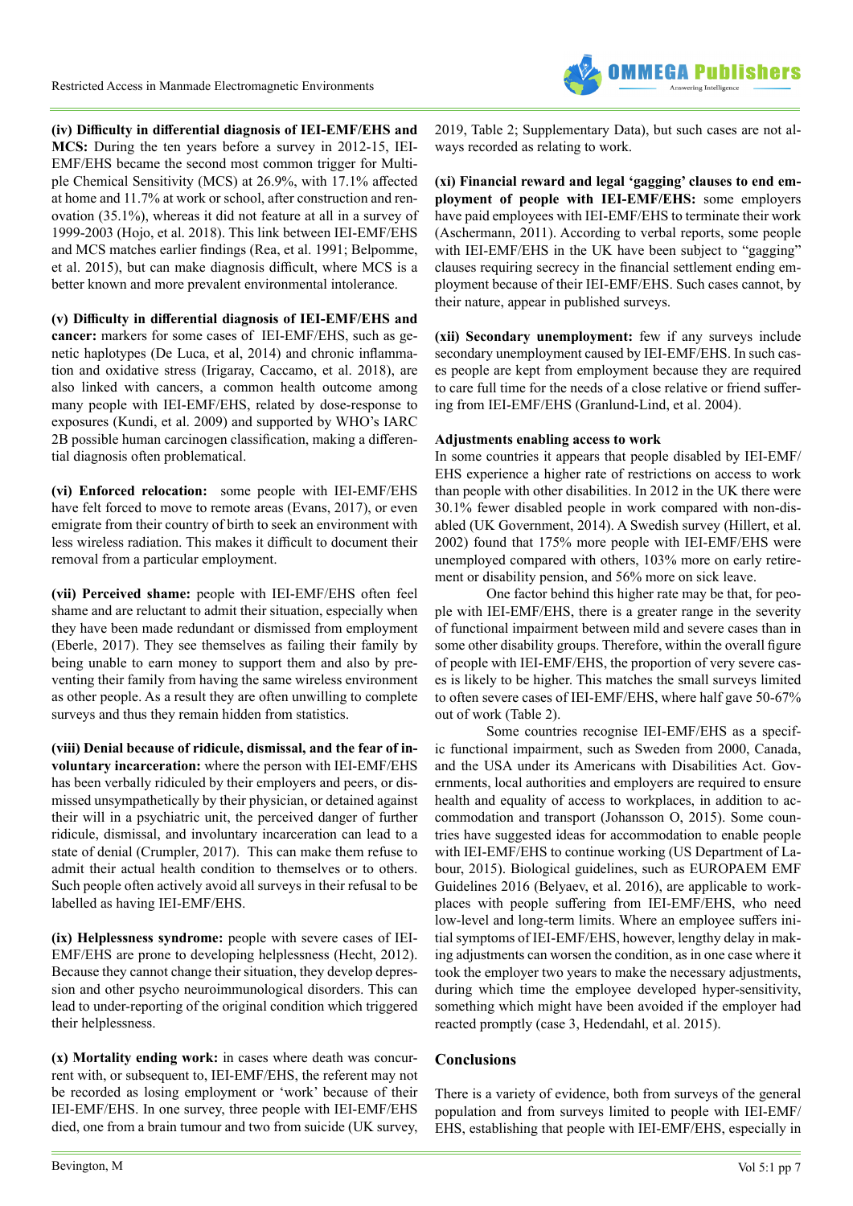**(iv) Difficulty in differential diagnosis of IEI-EMF/EHS and MCS:** During the ten years before a survey in 2012-15, IEI-EMF/EHS became the second most common trigger for Multiple Chemical Sensitivity (MCS) at 26.9%, with 17.1% affected at home and 11.7% at work or school, after construction and renovation (35.1%), whereas it did not feature at all in a survey of 1999-2003 (Hojo, et al. 2018). This link between IEI-EMF/EHS and MCS matches earlier findings (Rea, et al. 1991; Belpomme, et al. 2015), but can make diagnosis difficult, where MCS is a better known and more prevalent environmental intolerance.

**(v) Difficulty in differential diagnosis of IEI-EMF/EHS and cancer:** markers for some cases of IEI-EMF/EHS, such as genetic haplotypes (De Luca, et al, 2014) and chronic inflammation and oxidative stress (Irigaray, Caccamo, et al. 2018), are also linked with cancers, a common health outcome among many people with IEI-EMF/EHS, related by dose-response to exposures (Kundi, et al. 2009) and supported by WHO's IARC 2B possible human carcinogen classification, making a differential diagnosis often problematical.

**(vi) Enforced relocation:** some people with IEI-EMF/EHS have felt forced to move to remote areas (Evans, 2017), or even emigrate from their country of birth to seek an environment with less wireless radiation. This makes it difficult to document their removal from a particular employment.

**(vii) Perceived shame:** people with IEI-EMF/EHS often feel shame and are reluctant to admit their situation, especially when they have been made redundant or dismissed from employment (Eberle, 2017). They see themselves as failing their family by being unable to earn money to support them and also by preventing their family from having the same wireless environment as other people. As a result they are often unwilling to complete surveys and thus they remain hidden from statistics.

**(viii) Denial because of ridicule, dismissal, and the fear of involuntary incarceration:** where the person with IEI-EMF/EHS has been verbally ridiculed by their employers and peers, or dismissed unsympathetically by their physician, or detained against their will in a psychiatric unit, the perceived danger of further ridicule, dismissal, and involuntary incarceration can lead to a state of denial (Crumpler, 2017). This can make them refuse to admit their actual health condition to themselves or to others. Such people often actively avoid all surveys in their refusal to be labelled as having IEI-EMF/EHS.

**(ix) Helplessness syndrome:** people with severe cases of IEI-EMF/EHS are prone to developing helplessness (Hecht, 2012). Because they cannot change their situation, they develop depression and other psycho neuroimmunological disorders. This can lead to under-reporting of the original condition which triggered their helplessness.

**(x) Mortality ending work:** in cases where death was concurrent with, or subsequent to, IEI-EMF/EHS, the referent may not be recorded as losing employment or 'work' because of their IEI-EMF/EHS. In one survey, three people with IEI-EMF/EHS died, one from a brain tumour and two from suicide (UK survey, 2019, Table 2; Supplementary Data), but such cases are not always recorded as relating to work.

**(xi) Financial reward and legal 'gagging' clauses to end employment of people with IEI-EMF/EHS:** some employers have paid employees with IEI-EMF/EHS to terminate their work (Aschermann, 2011). According to verbal reports, some people with IEI-EMF/EHS in the UK have been subject to "gagging" clauses requiring secrecy in the financial settlement ending employment because of their IEI-EMF/EHS. Such cases cannot, by their nature, appear in published surveys.

**(xii) Secondary unemployment:** few if any surveys include secondary unemployment caused by IEI-EMF/EHS. In such cases people are kept from employment because they are required to care full time for the needs of a close relative or friend suffering from IEI-EMF/EHS (Granlund-Lind, et al. 2004).

**Adjustments enabling access to work**

In some countries it appears that people disabled by IEI-EMF/EHS experience a higher rate of restrictions on access to work than people with other disabilities. In 2012 in the UK there were 30.1% fewer disabled people in work compared with non-disabled (UK Government, 2014). A Swedish survey (Hillert, et al. 2002) found that 175% more people with IEI-EMF/EHS were unemployed compared with others, 103% more on early retirement or disability pension, and 56% more on sick leave.

One factor behind this higher rate may be that, for people with IEI-EMF/EHS, there is a greater range in the severity of functional impairment between mild and severe cases than in some other disability groups. Therefore, within the overall figure of people with IEI-EMF/EHS, the proportion of very severe cases is likely to be higher. This matches the small surveys limited to often severe cases of IEI-EMF/EHS, where half gave 50-67% out of work (Table 2).

Some countries recognise IEI-EMF/EHS as a specific functional impairment, such as Sweden from 2000, Canada, and the USA under its Americans with Disabilities Act. Governments, local authorities and employers are required to ensure health and equality of access to workplaces, in addition to accommodation and transport (Johansson O, 2015). Some countries have suggested ideas for accommodation to enable people with IEI-EMF/EHS to continue working (US Department of Labour, 2015). Biological guidelines, such as EUROPAEM EMF Guidelines 2016 (Belyaev, et al. 2016), are applicable to workplaces with people suffering from IEI-EMF/EHS, who need low-level and long-term limits. Where an employee suffers initial symptoms of IEI-EMF/EHS, however, lengthy delay in making adjustments can worsen the condition, as in one case where it took the employer two years to make the necessary adjustments, during which time the employee developed hyper-sensitivity, something which might have been avoided if the employer had reacted promptly (case 3, Hedendahl, et al. 2015).

## Conclusions

There is a variety of evidence, both from surveys of the general population and from surveys limited to people with IEI-EMF/EHS, establishing that people with IEI-EMF/EHS, especially in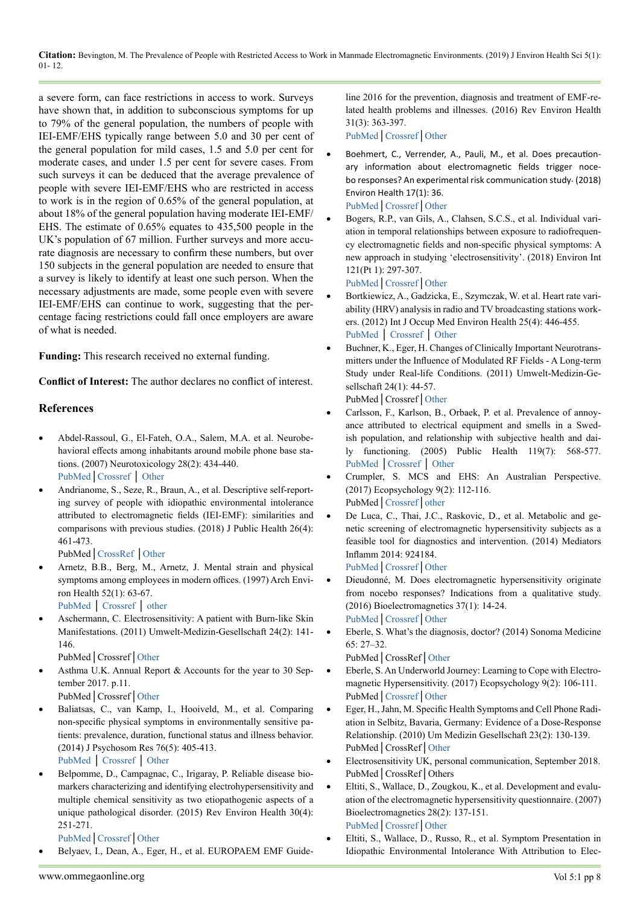a severe form, can face restrictions in access to work. Surveys have shown that, in addition to subconscious symptoms for up to 79% of the general population, the numbers of people with IEI-EMF/EHS typically range between 5.0 and 30 per cent of the general population for mild cases, 1.5 and 5.0 per cent for moderate cases, and under 1.5 per cent for severe cases. From such surveys it can be deduced that the average prevalence of people with severe IEI-EMF/EHS who are restricted in access to work is in the region of 0.65% of the general population, at about 18% of the general population having moderate IEI-EMF/EHS. The estimate of 0.65% equates to 435,500 people in the UK's population of 67 million. Further surveys and more accurate diagnosis are necessary to confirm these numbers, but over 150 subjects in the general population are needed to ensure that a survey is likely to identify at least one such person. When the necessary adjustments are made, some people even with severe IEI-EMF/EHS can continue to work, suggesting that the percentage facing restrictions could fall once employers are aware of what is needed.

**Funding:** This research received no external funding.

**Conflict of Interest:** The author declares no conflict of interest.

## References

- Abdel-Rassoul, G., El-Fateh, O.A., Salem, M.A. et al. Neurobehavioral effects among inhabitants around mobile phone base stations. (2007) Neurotoxicology 28(2): 434-440.
  PubMed | Crossref | Other
- Andrianome, S., Seze, R., Braun, A., et al. Descriptive self-reporting survey of people with idiopathic environmental intolerance attributed to electromagnetic fields (IEI-EMF): similarities and comparisons with previous studies. (2018) J Public Health 26(4): 461-473.
  PubMed | CrossRef | Other
- Arnetz, B.B., Berg, M., Arnetz, J. Mental strain and physical symptoms among employees in modern offices. (1997) Arch Environ Health 52(1): 63-67.
  PubMed | Crossref | other
- Aschermann, C. Electrosensitivity: A patient with Burn-like Skin Manifestations. (2011) Umwelt-Medizin-Gesellschaft 24(2): 141-146.
  PubMed | Crossref | Other
- Asthma U.K. Annual Report & Accounts for the year to 30 September 2017. p.11.
  PubMed | Crossref | Other
- Baliatsas, C., van Kamp, I., Hooiveld, M., et al. Comparing non-specific physical symptoms in environmentally sensitive patients: prevalence, duration, functional status and illness behavior. (2014) J Psychosom Res 76(5): 405-413.
  PubMed | Crossref | Other
- Belpomme, D., Campagnac, C., Irigaray, P. Reliable disease biomarkers characterizing and identifying electrohypersensitivity and multiple chemical sensitivity as two etiopathogenic aspects of a unique pathological disorder. (2015) Rev Environ Health 30(4): 251-271.
  PubMed | Crossref | Other
- Belyaev, I., Dean, A., Eger, H., et al. EUROPAEM EMF Guideline 2016 for the prevention, diagnosis and treatment of EMF-related health problems and illnesses. (2016) Rev Environ Health 31(3): 363-397.
  PubMed | Crossref | Other
- Boehmert, C., Verrender, A., Pauli, M., et al. Does precautionary information about electromagnetic fields trigger nocebo responses? An experimental risk communication study. (2018) Environ Health 17(1): 36.
  PubMed | Crossref | Other
- Bogers, R.P., van Gils, A., Clahsen, S.C.S., et al. Individual variation in temporal relationships between exposure to radiofrequency electromagnetic fields and non-specific physical symptoms: A new approach in studying 'electrosensitivity'. (2018) Environ Int 121(Pt 1): 297-307.
  PubMed | Crossref | Other
- Bortkiewicz, A., Gadzicka, E., Szymczak, W. et al. Heart rate variability (HRV) analysis in radio and TV broadcasting stations workers. (2012) Int J Occup Med Environ Health 25(4): 446-455.
  PubMed | Crossref | Other
- Buchner, K., Eger, H. Changes of Clinically Important Neurotransmitters under the Influence of Modulated RF Fields - A Long-term Study under Real-life Conditions. (2011) Umwelt-Medizin-Gesellschaft 24(1): 44-57.
  PubMed | Crossref | Other
- Carlsson, F., Karlson, B., Orbaek, P. et al. Prevalence of annoyance attributed to electrical equipment and smells in a Swedish population, and relationship with subjective health and daily functioning. (2005) Public Health 119(7): 568-577.
  PubMed | Crossref | Other
- Crumpler, S. MCS and EHS: An Australian Perspective. (2017) Ecopsychology 9(2): 112-116.
  PubMed | Crossref | other
- De Luca, C., Thai, J.C., Raskovic, D., et al. Metabolic and genetic screening of electromagnetic hypersensitivity subjects as a feasible tool for diagnostics and intervention. (2014) Mediators Inflamm 2014: 924184.
  PubMed | Crossref | Other
- Dieudonné, M. Does electromagnetic hypersensitivity originate from nocebo responses? Indications from a qualitative study. (2016) Bioelectromagnetics 37(1): 14-24.
  PubMed | Crossref | Other
- Eberle, S. What's the diagnosis, doctor? (2014) Sonoma Medicine 65: 27–32.
  PubMed | CrossRef | Other
- Eberle, S. An Underworld Journey: Learning to Cope with Electromagnetic Hypersensitivity. (2017) Ecopsychology 9(2): 106-111.
  PubMed | Crossref | Other
- Eger, H., Jahn, M. Specific Health Symptoms and Cell Phone Radiation in Selbitz, Bavaria, Germany: Evidence of a Dose-Response Relationship. (2010) Um Medizin Gesellschaft 23(2): 130-139.
  PubMed | CrossRef | Other
- Electrosensitivity UK, personal communication, September 2018.
  PubMed | CrossRef | Others
- Eltiti, S., Wallace, D., Zougkou, K., et al. Development and evaluation of the electromagnetic hypersensitivity questionnaire. (2007) Bioelectromagnetics 28(2): 137-151.
  PubMed | Crossref | Other
- Eltiti, S., Wallace, D., Russo, R., et al. Symptom Presentation in Idiopathic Environmental Intolerance With Attribution to Elec-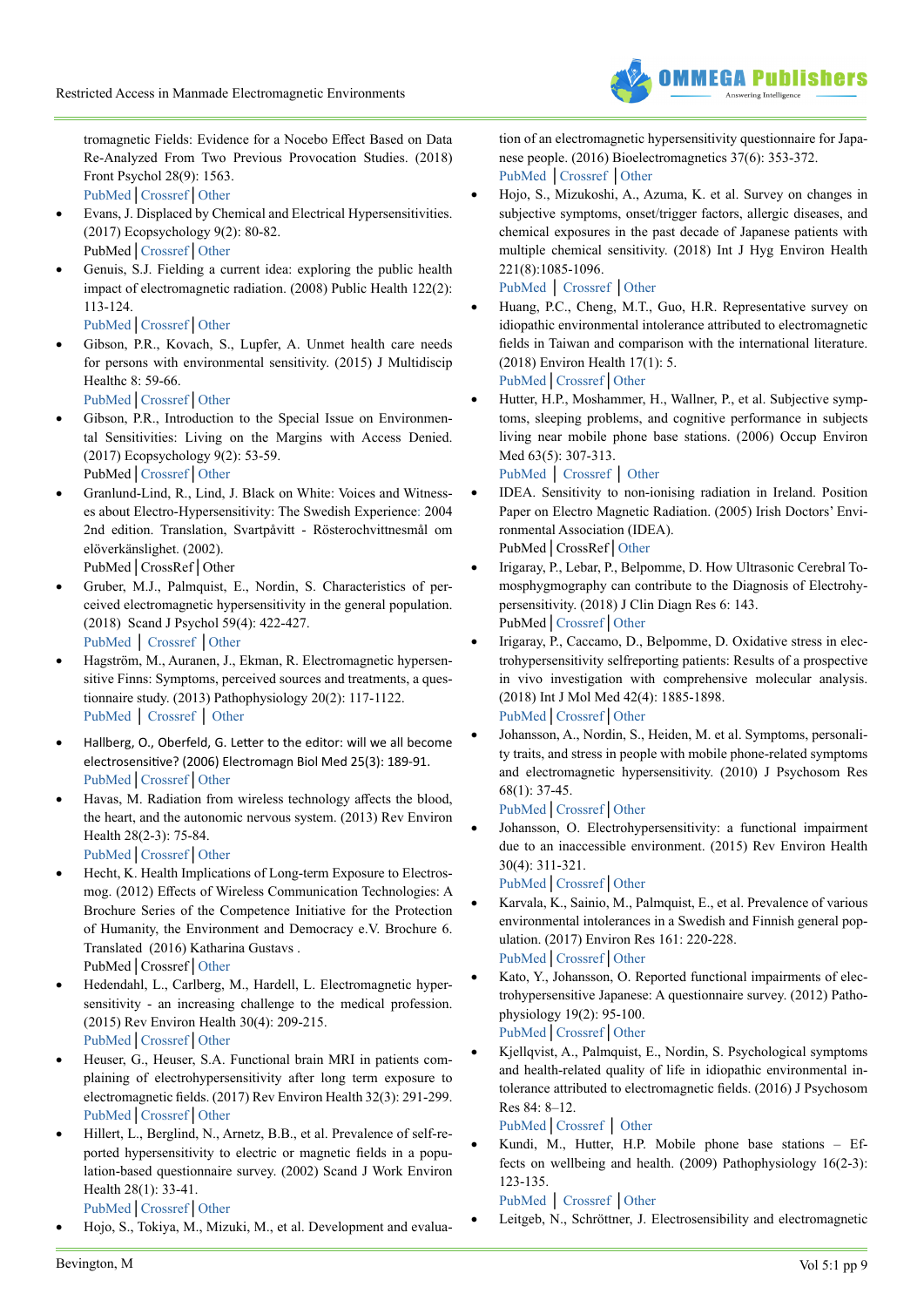tromagnetic Fields: Evidence for a Nocebo Effect Based on Data Re-Analyzed From Two Previous Provocation Studies. (2018) Front Psychol 28(9): 1563.
PubMed | Crossref | Other

- Evans, J. Displaced by Chemical and Electrical Hypersensitivities. (2017) Ecopsychology 9(2): 80-82.
PubMed | Crossref | Other
- Genuis, S.J. Fielding a current idea: exploring the public health impact of electromagnetic radiation. (2008) Public Health 122(2): 113-124.
PubMed | Crossref | Other
- Gibson, P.R., Kovach, S., Lupfer, A. Unmet health care needs for persons with environmental sensitivity. (2015) J Multidiscip Healthc 8: 59-66.
PubMed | Crossref | Other
- Gibson, P.R., Introduction to the Special Issue on Environmental Sensitivities: Living on the Margins with Access Denied. (2017) Ecopsychology 9(2): 53-59.
PubMed | Crossref | Other
- Granlund-Lind, R., Lind, J. Black on White: Voices and Witnesses about Electro-Hypersensitivity: The Swedish Experience: 2004 2nd edition. Translation, Svartpåvitt - Rösterochvittnesmål om elöverkänslighet. (2002).
PubMed | CrossRef | Other
- Gruber, M.J., Palmquist, E., Nordin, S. Characteristics of perceived electromagnetic hypersensitivity in the general population. (2018) Scand J Psychol 59(4): 422-427.
PubMed | Crossref | Other
- Hagström, M., Auranen, J., Ekman, R. Electromagnetic hypersensitive Finns: Symptoms, perceived sources and treatments, a questionnaire study. (2013) Pathophysiology 20(2): 117-1122.
PubMed | Crossref | Other
- Hallberg, O., Oberfeld, G. Letter to the editor: will we all become electrosensitive? (2006) Electromagn Biol Med 25(3): 189-91.
PubMed | Crossref | Other
- Havas, M. Radiation from wireless technology affects the blood, the heart, and the autonomic nervous system. (2013) Rev Environ Health 28(2-3): 75-84.
PubMed | Crossref | Other
- Hecht, K. Health Implications of Long-term Exposure to Electrosmog. (2012) Effects of Wireless Communication Technologies: A Brochure Series of the Competence Initiative for the Protection of Humanity, the Environment and Democracy e.V. Brochure 6. Translated (2016) Katharina Gustavs .
PubMed | Crossref | Other
- Hedendahl, L., Carlberg, M., Hardell, L. Electromagnetic hypersensitivity - an increasing challenge to the medical profession. (2015) Rev Environ Health 30(4): 209-215.
PubMed | Crossref | Other
- Heuser, G., Heuser, S.A. Functional brain MRI in patients complaining of electrohypersensitivity after long term exposure to electromagnetic fields. (2017) Rev Environ Health 32(3): 291-299.
PubMed | Crossref | Other
- Hillert, L., Berglind, N., Arnetz, B.B., et al. Prevalence of self-reported hypersensitivity to electric or magnetic fields in a population-based questionnaire survey. (2002) Scand J Work Environ Health 28(1): 33-41.
PubMed | Crossref | Other
- Hojo, S., Tokiya, M., Mizuki, M., et al. Development and evaluation of an electromagnetic hypersensitivity questionnaire for Japanese people. (2016) Bioelectromagnetics 37(6): 353-372.
PubMed | Crossref | Other
- Hojo, S., Mizukoshi, A., Azuma, K. et al. Survey on changes in subjective symptoms, onset/trigger factors, allergic diseases, and chemical exposures in the past decade of Japanese patients with multiple chemical sensitivity. (2018) Int J Hyg Environ Health 221(8):1085-1096.
PubMed | Crossref | Other
- Huang, P.C., Cheng, M.T., Guo, H.R. Representative survey on idiopathic environmental intolerance attributed to electromagnetic fields in Taiwan and comparison with the international literature. (2018) Environ Health 17(1): 5.
PubMed | Crossref | Other
- Hutter, H.P., Moshammer, H., Wallner, P., et al. Subjective symptoms, sleeping problems, and cognitive performance in subjects living near mobile phone base stations. (2006) Occup Environ Med 63(5): 307-313.
PubMed | Crossref | Other
- IDEA. Sensitivity to non-ionising radiation in Ireland. Position Paper on Electro Magnetic Radiation. (2005) Irish Doctors' Environmental Association (IDEA).
PubMed | CrossRef | Other
- Irigaray, P., Caccamo, D., Belpomme, D. How Ultrasonic Cerebral Tomosphygmography can contribute to the Diagnosis of Electrohypersensitivity. (2018) J Clin Diagn Res 6: 143.
PubMed | Crossref | Other
- Irigaray, P., Caccamo, D., Belpomme, D. Oxidative stress in electrohypersensitivity selfreporting patients: Results of a prospective in vivo investigation with comprehensive molecular analysis. (2018) Int J Mol Med 42(4): 1885-1898.
PubMed | Crossref | Other
- Johansson, A., Nordin, S., Heiden, M. et al. Symptoms, personality traits, and stress in people with mobile phone-related symptoms and electromagnetic hypersensitivity. (2010) J Psychosom Res 68(1): 37-45.
PubMed | Crossref | Other
- Johansson, O. Electrohypersensitivity: a functional impairment due to an inaccessible environment. (2015) Rev Environ Health 30(4): 311-321.
PubMed | Crossref | Other
- Karvala, K., Sainio, M., Palmquist, E., et al. Prevalence of various environmental intolerances in a Swedish and Finnish general population. (2017) Environ Res 161: 220-228.
PubMed | Crossref | Other
- Kato, Y., Johansson, O. Reported functional impairments of electrohypersensitive Japanese: A questionnaire survey. (2012) Pathophysiology 19(2): 95-100.
PubMed | Crossref | Other
- Kjellqvist, A., Palmquist, E., Nordin, S. Psychological symptoms and health-related quality of life in idiopathic environmental intolerance attributed to electromagnetic fields. (2016) J Psychosom Res 84: 8–12.
PubMed | Crossref | Other
- Kundi, M., Hutter, H.P. Mobile phone base stations – Effects on wellbeing and health. (2009) Pathophysiology 16(2-3): 123-135.
PubMed | Crossref | Other
- Leitgeb, N., Schröttner, J. Electrosensibility and electromagnetic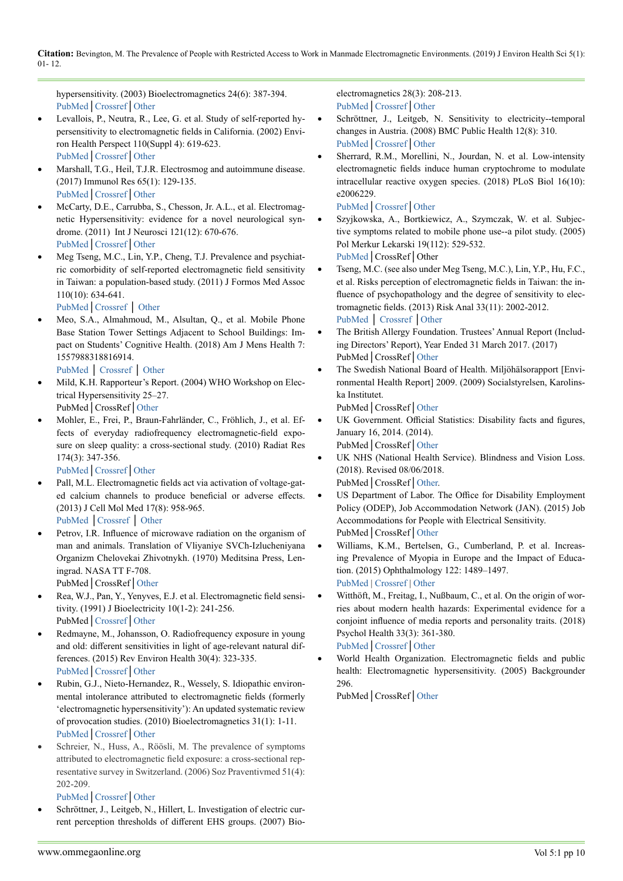hypersensitivity. (2003) Bioelectromagnetics 24(6): 387-394.
PubMed | Crossref | Other

- Levallois, P., Neutra, R., Lee, G. et al. Study of self-reported hypersensitivity to electromagnetic fields in California. (2002) Environ Health Perspect 110(Suppl 4): 619-623.
PubMed | Crossref | Other
- Marshall, T.G., Heil, T.J.R. Electrosmog and autoimmune disease. (2017) Immunol Res 65(1): 129-135.
PubMed | Crossref | Other
- McCarty, D.E., Carrubba, S., Chesson, Jr. A.L., et al. Electromagnetic Hypersensitivity: evidence for a novel neurological syndrome. (2011) Int J Neurosci 121(12): 670-676.
PubMed | Crossref | Other
- Meg Tseng, M.C., Lin, Y.P., Cheng, T.J. Prevalence and psychiatric comorbidity of self-reported electromagnetic field sensitivity in Taiwan: a population-based study. (2011) J Formos Med Assoc 110(10): 634-641.
PubMed | Crossref | Other
- Meo, S.A., Almahmoud, M., Alsultan, Q., et al. Mobile Phone Base Station Tower Settings Adjacent to School Buildings: Impact on Students' Cognitive Health. (2018) Am J Mens Health 7: 1557988318816914.
PubMed | Crossref | Other
- Mild, K.H. Rapporteur's Report. (2004) WHO Workshop on Electrical Hypersensitivity 25–27.
PubMed | CrossRef | Other
- Mohler, E., Frei, P., Braun-Fahrländer, C., Fröhlich, J., et al. Effects of everyday radiofrequency electromagnetic-field exposure on sleep quality: a cross-sectional study. (2010) Radiat Res 174(3): 347-356.
PubMed | Crossref | Other
- Pall, M.L. Electromagnetic fields act via activation of voltage-gated calcium channels to produce beneficial or adverse effects. (2013) J Cell Mol Med 17(8): 958-965.
PubMed | Crossref | Other
- Petrov, I.R. Influence of microwave radiation on the organism of man and animals. Translation of Vliyaniye SVCh-Izlucheniyana Organizm Chelovekai Zhivotnykh. (1970) Meditsina Press, Leningrad. NASA TT F-708.
PubMed | CrossRef | Other
- Rea, W.J., Pan, Y., Yenyves, E.J. et al. Electromagnetic field sensitivity. (1991) J Bioelectricity 10(1-2): 241-256.
PubMed | Crossref | Other
- Redmayne, M., Johansson, O. Radiofrequency exposure in young and old: different sensitivities in light of age-relevant natural differences. (2015) Rev Environ Health 30(4): 323-335.
PubMed | Crossref | Other
- Rubin, G.J., Nieto-Hernandez, R., Wessely, S. Idiopathic environmental intolerance attributed to electromagnetic fields (formerly 'electromagnetic hypersensitivity'): An updated systematic review of provocation studies. (2010) Bioelectromagnetics 31(1): 1-11.
PubMed | Crossref | Other
- Schreier, N., Huss, A., Röösli, M. The prevalence of symptoms attributed to electromagnetic field exposure: a cross-sectional representative survey in Switzerland. (2006) Soz Praventivmed 51(4): 202-209.
PubMed | Crossref | Other
- Schröttner, J., Leitgeb, N., Hillert, L. Investigation of electric current perception thresholds of different EHS groups. (2007) Bioelectromagnetics 28(3): 208-213.
PubMed | Crossref | Other
- Schröttner, J., Leitgeb, N. Sensitivity to electricity--temporal changes in Austria. (2008) BMC Public Health 12(8): 310.
PubMed | Crossref | Other
- Sherrard, R.M., Morellini, N., Jourdan, N. et al. Low-intensity electromagnetic fields induce human cryptochrome to modulate intracellular reactive oxygen species. (2018) PLoS Biol 16(10): e2006229.
PubMed | Crossref | Other
- Szyjkowska, A., Bortkiewicz, A., Szymczak, W. et al. Subjective symptoms related to mobile phone use--a pilot study. (2005) Pol Merkur Lekarski 19(112): 529-532.
PubMed | CrossRef | Other
- Tseng, M.C. (see also under Meg Tseng, M.C.), Lin, Y.P., Hu, F.C., et al. Risks perception of electromagnetic fields in Taiwan: the influence of psychopathology and the degree of sensitivity to electromagnetic fields. (2013) Risk Anal 33(11): 2002-2012.
PubMed | Crossref | Other
- The British Allergy Foundation. Trustees' Annual Report (Including Directors' Report), Year Ended 31 March 2017. (2017)
PubMed | CrossRef | Other
- The Swedish National Board of Health. Miljöhälsorapport [Environmental Health Report] 2009. (2009) Socialstyrelsen, Karolinska Institutet.
PubMed | CrossRef | Other
- UK Government. Official Statistics: Disability facts and figures, January 16, 2014. (2014).
PubMed | CrossRef | Other
- UK NHS (National Health Service). Blindness and Vision Loss. (2018). Revised 08/06/2018.
PubMed | CrossRef | Other.
- US Department of Labor. The Office for Disability Employment Policy (ODEP), Job Accommodation Network (JAN). (2015) Job Accommodations for People with Electrical Sensitivity.
PubMed | CrossRef | Other
- Williams, K.M., Bertelsen, G., Cumberland, P. et al. Increasing Prevalence of Myopia in Europe and the Impact of Education. (2015) Ophthalmology 122: 1489–1497.
PubMed | Crossref | Other
- Witthöft, M., Freitag, I., Nußbaum, C., et al. On the origin of worries about modern health hazards: Experimental evidence for a conjoint influence of media reports and personality traits. (2018) Psychol Health 33(3): 361-380.
PubMed | Crossref | Other
- World Health Organization. Electromagnetic fields and public health: Electromagnetic hypersensitivity. (2005) Backgrounder 296.
PubMed | CrossRef | Other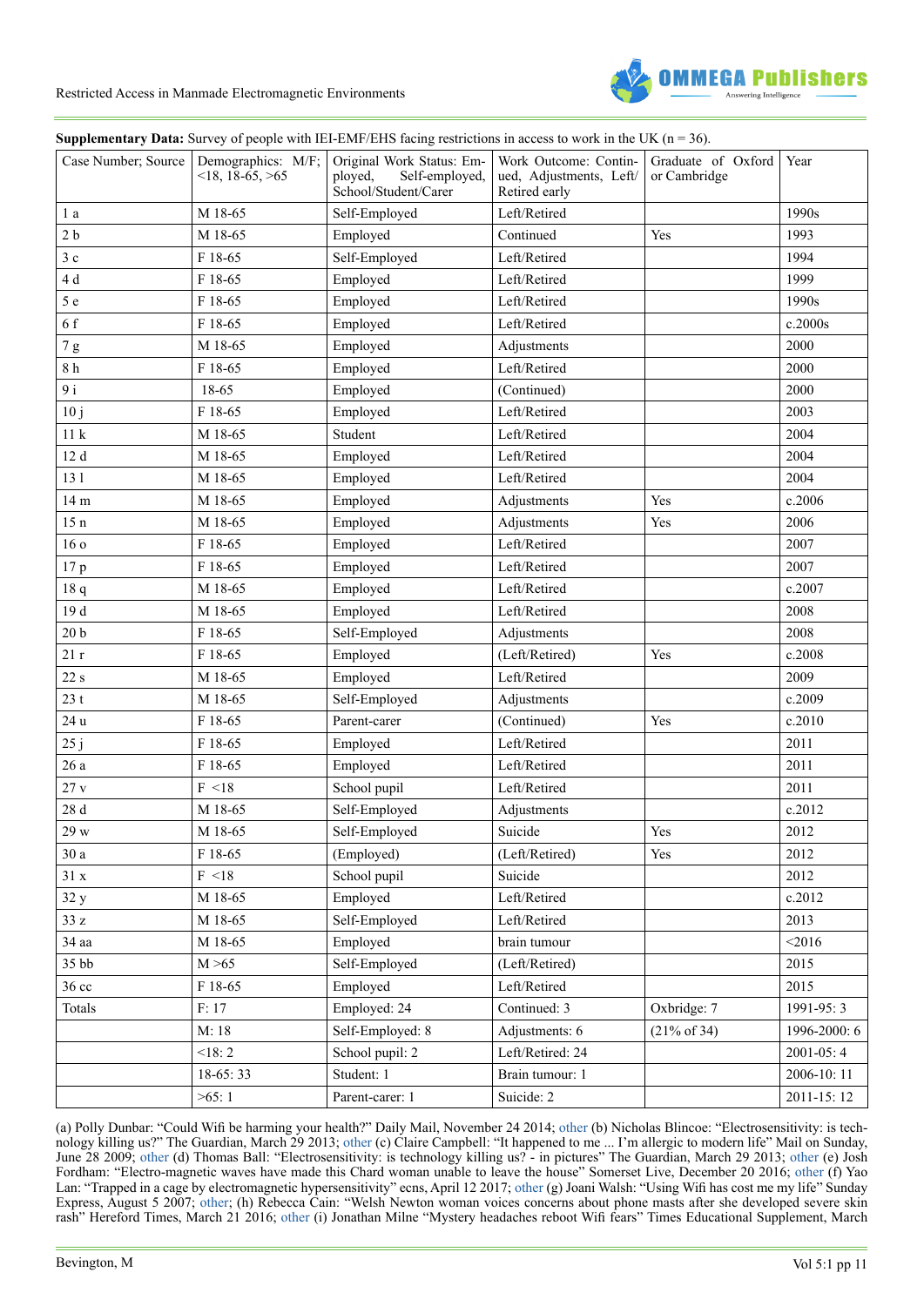**Supplementary Data:** Survey of people with IEI-EMF/EHS facing restrictions in access to work in the UK (n = 36).

| Case Number; Source | Demographics: M/F; <18, 18-65, >65 | Original Work Status: Employed, Self-employed, School/Student/Carer | Work Outcome: Continued, Adjustments, Left/Retired early | Graduate of Oxford or Cambridge | Year |
|---|---|---|---|---|---|
| 1 a | M 18-65 | Self-Employed | Left/Retired | | 1990s |
| 2 b | M 18-65 | Employed | Continued | Yes | 1993 |
| 3 c | F 18-65 | Self-Employed | Left/Retired | | 1994 |
| 4 d | F 18-65 | Employed | Left/Retired | | 1999 |
| 5 e | F 18-65 | Employed | Left/Retired | | 1990s |
| 6 f | F 18-65 | Employed | Left/Retired | | c.2000s |
| 7 g | M 18-65 | Employed | Adjustments | | 2000 |
| 8 h | F 18-65 | Employed | Left/Retired | | 2000 |
| 9 i | 18-65 | Employed | (Continued) | | 2000 |
| 10 j | F 18-65 | Employed | Left/Retired | | 2003 |
| 11 k | M 18-65 | Student | Left/Retired | | 2004 |
| 12 d | M 18-65 | Employed | Left/Retired | | 2004 |
| 13 l | M 18-65 | Employed | Left/Retired | | 2004 |
| 14 m | M 18-65 | Employed | Adjustments | Yes | c.2006 |
| 15 n | M 18-65 | Employed | Adjustments | Yes | 2006 |
| 16 o | F 18-65 | Employed | Left/Retired | | 2007 |
| 17 p | F 18-65 | Employed | Left/Retired | | 2007 |
| 18 q | M 18-65 | Employed | Left/Retired | | c.2007 |
| 19 d | M 18-65 | Employed | Left/Retired | | 2008 |
| 20 b | F 18-65 | Self-Employed | Adjustments | | 2008 |
| 21 r | F 18-65 | Employed | (Left/Retired) | Yes | c.2008 |
| 22 s | M 18-65 | Employed | Left/Retired | | 2009 |
| 23 t | M 18-65 | Self-Employed | Adjustments | | c.2009 |
| 24 u | F 18-65 | Parent-carer | (Continued) | Yes | c.2010 |
| 25 j | F 18-65 | Employed | Left/Retired | | 2011 |
| 26 a | F 18-65 | Employed | Left/Retired | | 2011 |
| 27 v | F <18 | School pupil | Left/Retired | | 2011 |
| 28 d | M 18-65 | Self-Employed | Adjustments | | c.2012 |
| 29 w | M 18-65 | Self-Employed | Suicide | Yes | 2012 |
| 30 a | F 18-65 | (Employed) | (Left/Retired) | Yes | 2012 |
| 31 x | F <18 | School pupil | Suicide | | 2012 |
| 32 y | M 18-65 | Employed | Left/Retired | | c.2012 |
| 33 z | M 18-65 | Self-Employed | Left/Retired | | 2013 |
| 34 aa | M 18-65 | Employed | brain tumour | | <2016 |
| 35 bb | M >65 | Self-Employed | (Left/Retired) | | 2015 |
| 36 cc | F 18-65 | Employed | Left/Retired | | 2015 |
| Totals | F: 17 | Employed: 24 | Continued: 3 | Oxbridge: 7 | 1991-95: 3 |
| | M: 18 | Self-Employed: 8 | Adjustments: 6 | (21% of 34) | 1996-2000: 6 |
| | <18: 2 | School pupil: 2 | Left/Retired: 24 | | 2001-05: 4 |
| | 18-65: 33 | Student: 1 | Brain tumour: 1 | | 2006-10: 11 |
| | >65: 1 | Parent-carer: 1 | Suicide: 2 | | 2011-15: 12 |

(a) Polly Dunbar: "Could Wifi be harming your health?" Daily Mail, November 24 2014; other (b) Nicholas Blincoe: "Electrosensitivity: is technology killing us?" The Guardian, March 29 2013; other (c) Claire Campbell: "It happened to me ... I'm allergic to modern life" Mail on Sunday, June 28 2009; other (d) Thomas Ball: "Electrosensitivity: is technology killing us? - in pictures" The Guardian, March 29 2013; other (e) Josh Fordham: "Electro-magnetic waves have made this Chard woman unable to leave the house" Somerset Live, December 20 2016; other (f) Yao Lan: "Trapped in a cage by electromagnetic hypersensitivity" ecns, April 12 2017; other (g) Joani Walsh: "Using Wifi has cost me my life" Sunday Express, August 5 2007; other; (h) Rebecca Cain: "Welsh Newton woman voices concerns about phone masts after she developed severe skin rash" Hereford Times, March 21 2016; other (i) Jonathan Milne "Mystery headaches reboot Wifi fears" Times Educational Supplement, March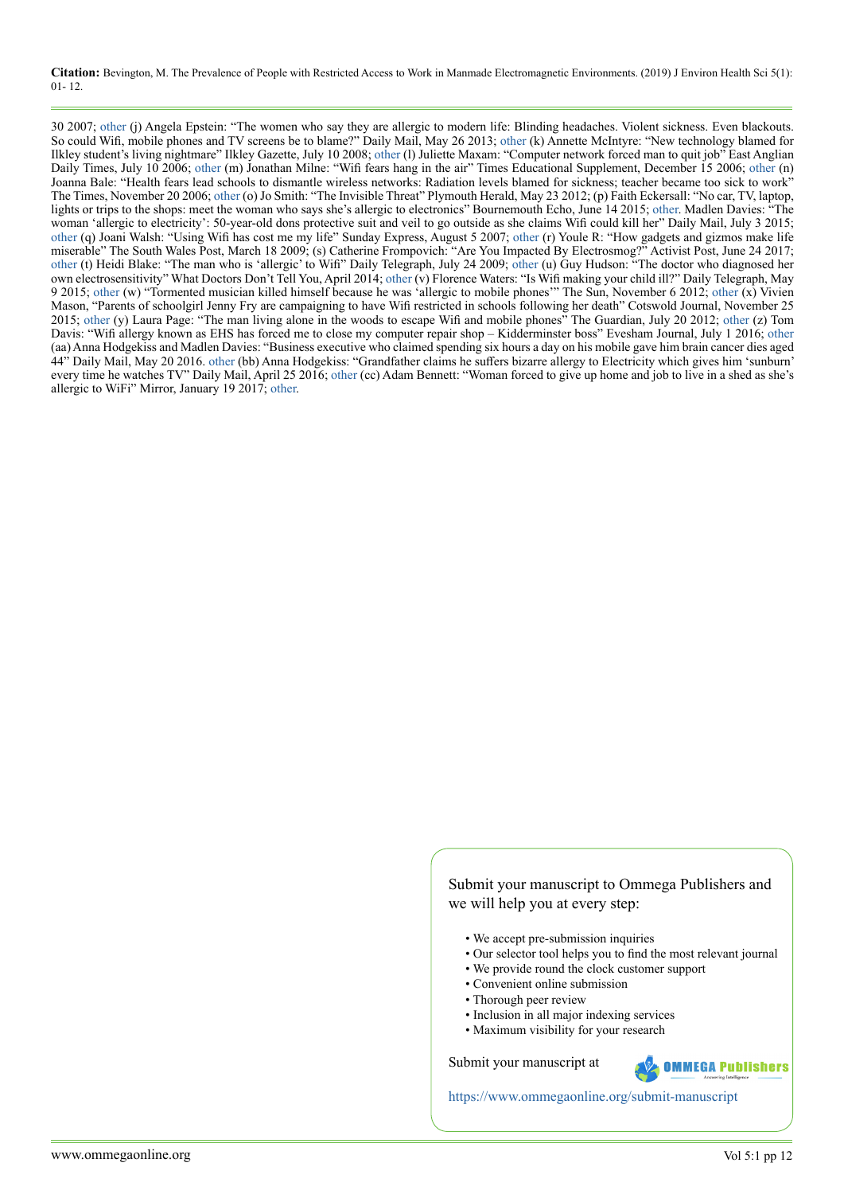30 2007; other (j) Angela Epstein: "The women who say they are allergic to modern life: Blinding headaches. Violent sickness. Even blackouts. So could Wifi, mobile phones and TV screens be to blame?" Daily Mail, May 26 2013; other (k) Annette McIntyre: "New technology blamed for Ilkley student's living nightmare" Ilkley Gazette, July 10 2008; other (l) Juliette Maxam: "Computer network forced man to quit job" East Anglian Daily Times, July 10 2006; other (m) Jonathan Milne: "Wifi fears hang in the air" Times Educational Supplement, December 15 2006; other (n) Joanna Bale: "Health fears lead schools to dismantle wireless networks: Radiation levels blamed for sickness; teacher became too sick to work" The Times, November 20 2006; other (o) Jo Smith: "The Invisible Threat" Plymouth Herald, May 23 2012; (p) Faith Eckersall: "No car, TV, laptop, lights or trips to the shops: meet the woman who says she's allergic to electronics" Bournemouth Echo, June 14 2015; other. Madlen Davies: "The woman 'allergic to electricity': 50-year-old dons protective suit and veil to go outside as she claims Wifi could kill her" Daily Mail, July 3 2015; other (q) Joani Walsh: "Using Wifi has cost me my life" Sunday Express, August 5 2007; other (r) Youle R: "How gadgets and gizmos make life miserable" The South Wales Post, March 18 2009; (s) Catherine Frompovich: "Are You Impacted By Electrosmog?" Activist Post, June 24 2017; other (t) Heidi Blake: "The man who is 'allergic' to Wifi" Daily Telegraph, July 24 2009; other (u) Guy Hudson: "The doctor who diagnosed her own electrosensitivity" What Doctors Don't Tell You, April 2014; other (v) Florence Waters: "Is Wifi making your child ill?" Daily Telegraph, May 9 2015; other (w) "Tormented musician killed himself because he was 'allergic to mobile phones'" The Sun, November 6 2012; other (x) Vivien Mason, "Parents of schoolgirl Jenny Fry are campaigning to have Wifi restricted in schools following her death" Cotswold Journal, November 25 2015; other (y) Laura Page: "The man living alone in the woods to escape Wifi and mobile phones" The Guardian, July 20 2012; other (z) Tom Davis: "Wifi allergy known as EHS has forced me to close my computer repair shop – Kidderminster boss" Evesham Journal, July 1 2016; other (aa) Anna Hodgekiss and Madlen Davies: "Business executive who claimed spending six hours a day on his mobile gave him brain cancer dies aged 44" Daily Mail, May 20 2016. other (bb) Anna Hodgekiss: "Grandfather claims he suffers bizarre allergy to Electricity which gives him 'sunburn' every time he watches TV" Daily Mail, April 25 2016; other (cc) Adam Bennett: "Woman forced to give up home and job to live in a shed as she's allergic to WiFi" Mirror, January 19 2017; other.

Submit your manuscript to Ommega Publishers and we will help you at every step:

- We accept pre-submission inquiries
- Our selector tool helps you to find the most relevant journal
- We provide round the clock customer support
- Convenient online submission
- Thorough peer review
- Inclusion in all major indexing services
- Maximum visibility for your research

Submit your manuscript at

https://www.ommegaonline.org/submit-manuscript